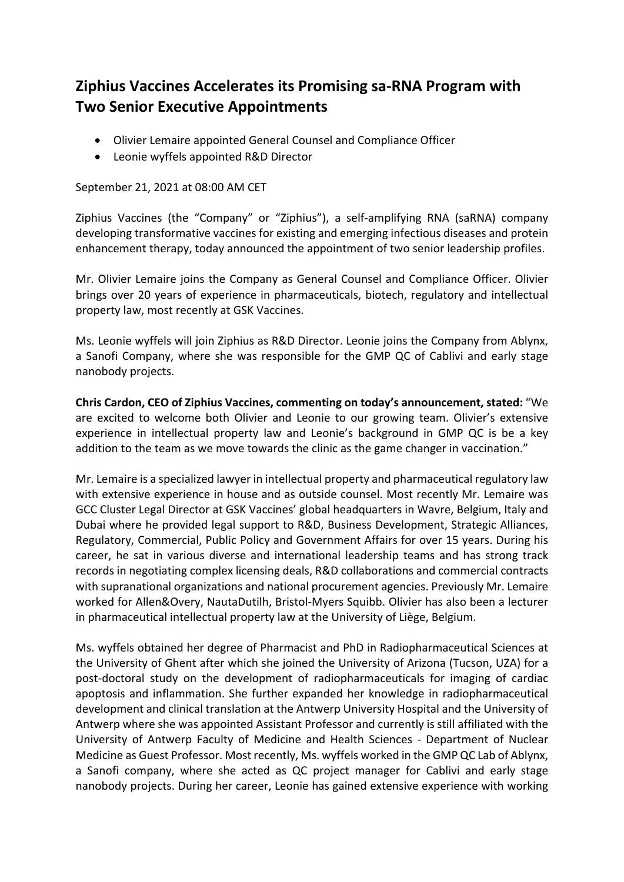# Ziphius Vaccines Accelerates its Promising sa-RNA Program with Two Senior Executive Appointments

- Olivier Lemaire appointed General Counsel and Compliance Officer
- Leonie wyffels appointed R&D Director

September 21, 2021 at 08:00 AM CET

Ziphius Vaccines (the "Company" or "Ziphius"), a self-amplifying RNA (saRNA) company developing transformative vaccines for existing and emerging infectious diseases and protein enhancement therapy, today announced the appointment of two senior leadership profiles.

Mr. Olivier Lemaire joins the Company as General Counsel and Compliance Officer. Olivier brings over 20 years of experience in pharmaceuticals, biotech, regulatory and intellectual property law, most recently at GSK Vaccines.

Ms. Leonie wyffels will join Ziphius as R&D Director. Leonie joins the Company from Ablynx, a Sanofi Company, where she was responsible for the GMP QC of Cablivi and early stage nanobody projects.

**Chris Cardon, CEO of Ziphius Vaccines, commenting on today's announcement, stated:** "We are excited to welcome both Olivier and Leonie to our growing team. Olivier's extensive experience in intellectual property law and Leonie's background in GMP QC is be a key addition to the team as we move towards the clinic as the game changer in vaccination."

Mr. Lemaire is a specialized lawyer in intellectual property and pharmaceutical regulatory law with extensive experience in house and as outside counsel. Most recently Mr. Lemaire was GCC Cluster Legal Director at GSK Vaccines' global headquarters in Wavre, Belgium, Italy and Dubai where he provided legal support to R&D, Business Development, Strategic Alliances, Regulatory, Commercial, Public Policy and Government Affairs for over 15 years. During his career, he sat in various diverse and international leadership teams and has strong track records in negotiating complex licensing deals, R&D collaborations and commercial contracts with supranational organizations and national procurement agencies. Previously Mr. Lemaire worked for Allen&Overy, NautaDutilh, Bristol-Myers Squibb. Olivier has also been a lecturer in pharmaceutical intellectual property law at the University of Liège, Belgium.

Ms. wyffels obtained her degree of Pharmacist and PhD in Radiopharmaceutical Sciences at the University of Ghent after which she joined the University of Arizona (Tucson, UZA) for a post-doctoral study on the development of radiopharmaceuticals for imaging of cardiac apoptosis and inflammation. She further expanded her knowledge in radiopharmaceutical development and clinical translation at the Antwerp University Hospital and the University of Antwerp where she was appointed Assistant Professor and currently is still affiliated with the University of Antwerp Faculty of Medicine and Health Sciences - Department of Nuclear Medicine as Guest Professor. Most recently, Ms. wyffels worked in the GMP QC Lab of Ablynx, a Sanofi company, where she acted as QC project manager for Cablivi and early stage nanobody projects. During her career, Leonie has gained extensive experience with working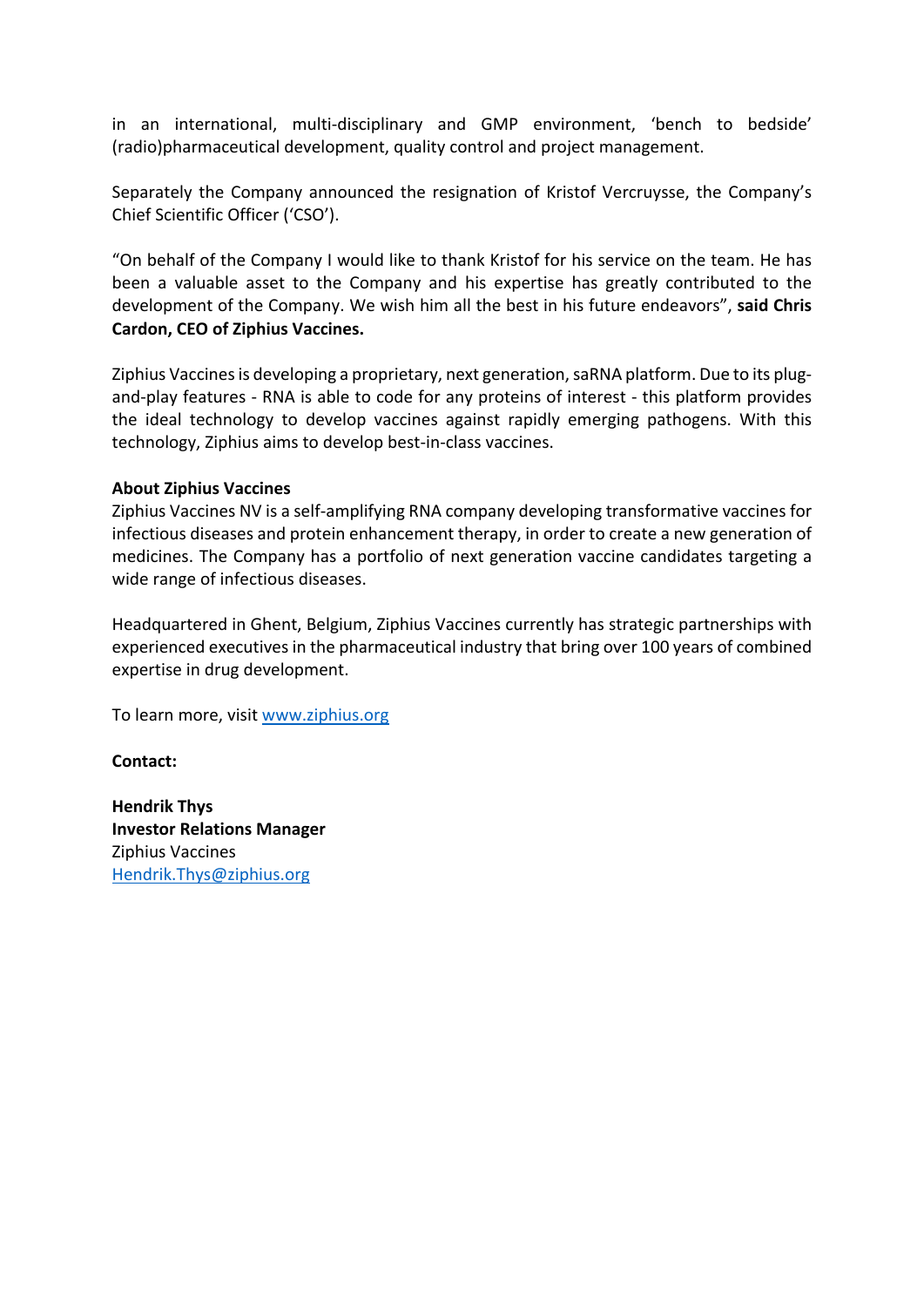in an international, multi-disciplinary and GMP environment, 'bench to bedside' (radio)pharmaceutical development, quality control and project management.

Separately the Company announced the resignation of Kristof Vercruysse, the Company's Chief Scientific Officer ('CSO').

"On behalf of the Company I would like to thank Kristof for his service on the team. He has been a valuable asset to the Company and his expertise has greatly contributed to the development of the Company. We wish him all the best in his future endeavors", **said Chris Cardon, CEO of Ziphius Vaccines.**

Ziphius Vaccines is developing a proprietary, next generation, saRNA platform. Due to its plug-and-play features - RNA is able to code for any proteins of interest - this platform provides the ideal technology to develop vaccines against rapidly emerging pathogens. With this technology, Ziphius aims to develop best-in-class vaccines.

**About Ziphius Vaccines**

Ziphius Vaccines NV is a self-amplifying RNA company developing transformative vaccines for infectious diseases and protein enhancement therapy, in order to create a new generation of medicines. The Company has a portfolio of next generation vaccine candidates targeting a wide range of infectious diseases.

Headquartered in Ghent, Belgium, Ziphius Vaccines currently has strategic partnerships with experienced executives in the pharmaceutical industry that bring over 100 years of combined expertise in drug development.

To learn more, visit [www.ziphius.org](www.ziphius.org)

**Contact:**

**Hendrik Thys**
**Investor Relations Manager**
Ziphius Vaccines
[Hendrik.Thys@ziphius.org](mailto:Hendrik.Thys@ziphius.org)